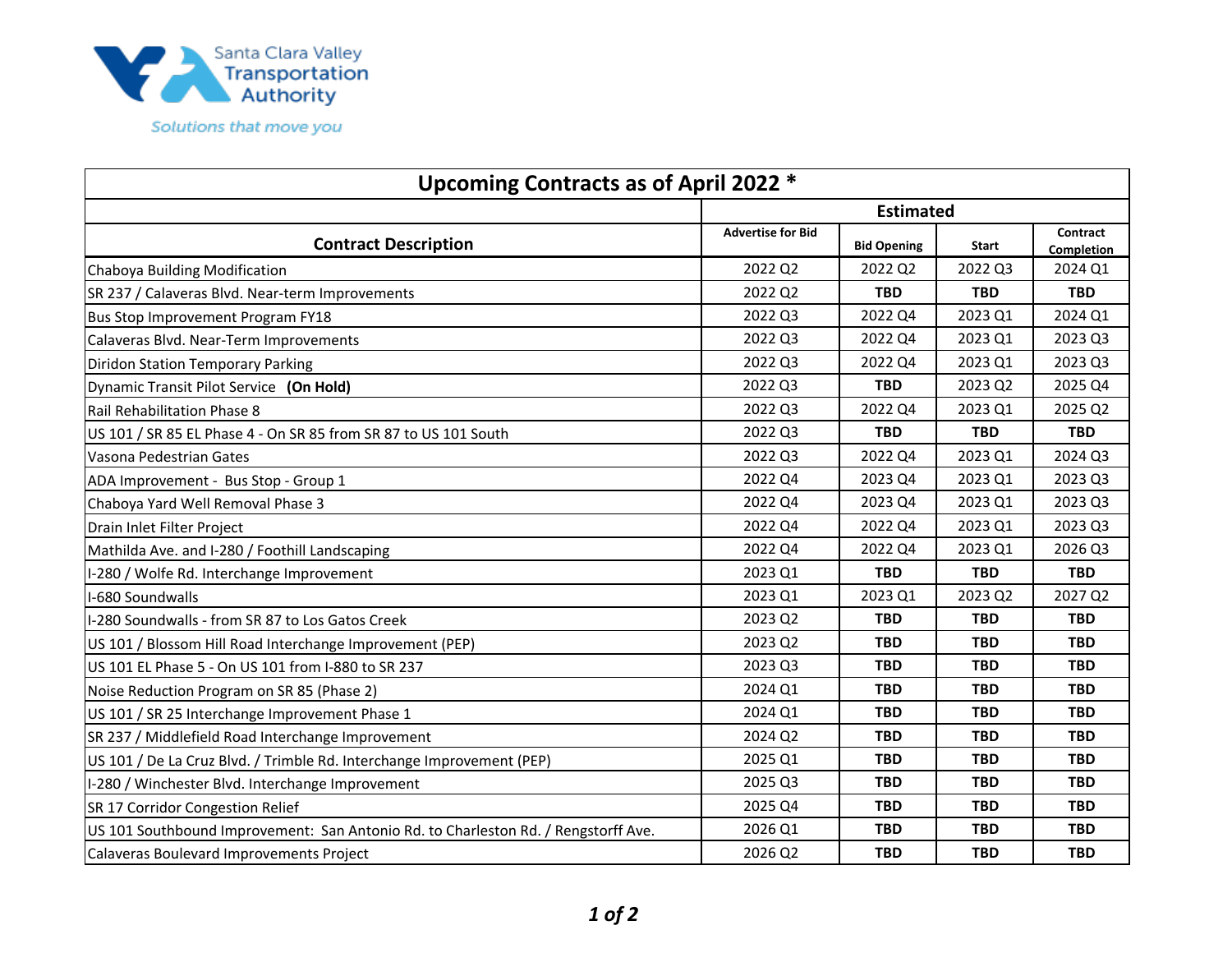Santa Clara Valley Transportation Authority

*Solutions that move you*

| Upcoming Contracts as of April 2022 * | | | | |
|---|---|---|---|---|
| | Estimated | | | |
| Contract Description | Advertise for Bid | Bid Opening | Start | Contract Completion |
| Chaboya Building Modification | 2022 Q2 | 2022 Q2 | 2022 Q3 | 2024 Q1 |
| SR 237 / Calaveras Blvd. Near-term Improvements | 2022 Q2 | **TBD** | **TBD** | **TBD** |
| Bus Stop Improvement Program FY18 | 2022 Q3 | 2022 Q4 | 2023 Q1 | 2024 Q1 |
| Calaveras Blvd. Near-Term Improvements | 2022 Q3 | 2022 Q4 | 2023 Q1 | 2023 Q3 |
| Diridon Station Temporary Parking | 2022 Q3 | 2022 Q4 | 2023 Q1 | 2023 Q3 |
| Dynamic Transit Pilot Service **(On Hold)** | 2022 Q3 | **TBD** | 2023 Q2 | 2025 Q4 |
| Rail Rehabilitation Phase 8 | 2022 Q3 | 2022 Q4 | 2023 Q1 | 2025 Q2 |
| US 101 / SR 85 EL Phase 4 - On SR 85 from SR 87 to US 101 South | 2022 Q3 | **TBD** | **TBD** | **TBD** |
| Vasona Pedestrian Gates | 2022 Q3 | 2022 Q4 | 2023 Q1 | 2024 Q3 |
| ADA Improvement - Bus Stop - Group 1 | 2022 Q4 | 2023 Q4 | 2023 Q1 | 2023 Q3 |
| Chaboya Yard Well Removal Phase 3 | 2022 Q4 | 2023 Q4 | 2023 Q1 | 2023 Q3 |
| Drain Inlet Filter Project | 2022 Q4 | 2022 Q4 | 2023 Q1 | 2023 Q3 |
| Mathilda Ave. and I-280 / Foothill Landscaping | 2022 Q4 | 2022 Q4 | 2023 Q1 | 2026 Q3 |
| I-280 / Wolfe Rd. Interchange Improvement | 2023 Q1 | **TBD** | **TBD** | **TBD** |
| I-680 Soundwalls | 2023 Q1 | 2023 Q1 | 2023 Q2 | 2027 Q2 |
| I-280 Soundwalls - from SR 87 to Los Gatos Creek | 2023 Q2 | **TBD** | **TBD** | **TBD** |
| US 101 / Blossom Hill Road Interchange Improvement (PEP) | 2023 Q2 | **TBD** | **TBD** | **TBD** |
| US 101 EL Phase 5 - On US 101 from I-880 to SR 237 | 2023 Q3 | **TBD** | **TBD** | **TBD** |
| Noise Reduction Program on SR 85 (Phase 2) | 2024 Q1 | **TBD** | **TBD** | **TBD** |
| US 101 / SR 25 Interchange Improvement Phase 1 | 2024 Q1 | **TBD** | **TBD** | **TBD** |
| SR 237 / Middlefield Road Interchange Improvement | 2024 Q2 | **TBD** | **TBD** | **TBD** |
| US 101 / De La Cruz Blvd. / Trimble Rd. Interchange Improvement (PEP) | 2025 Q1 | **TBD** | **TBD** | **TBD** |
| I-280 / Winchester Blvd. Interchange Improvement | 2025 Q3 | **TBD** | **TBD** | **TBD** |
| SR 17 Corridor Congestion Relief | 2025 Q4 | **TBD** | **TBD** | **TBD** |
| US 101 Southbound Improvement: San Antonio Rd. to Charleston Rd. / Rengstorff Ave. | 2026 Q1 | **TBD** | **TBD** | **TBD** |
| Calaveras Boulevard Improvements Project | 2026 Q2 | **TBD** | **TBD** | **TBD** |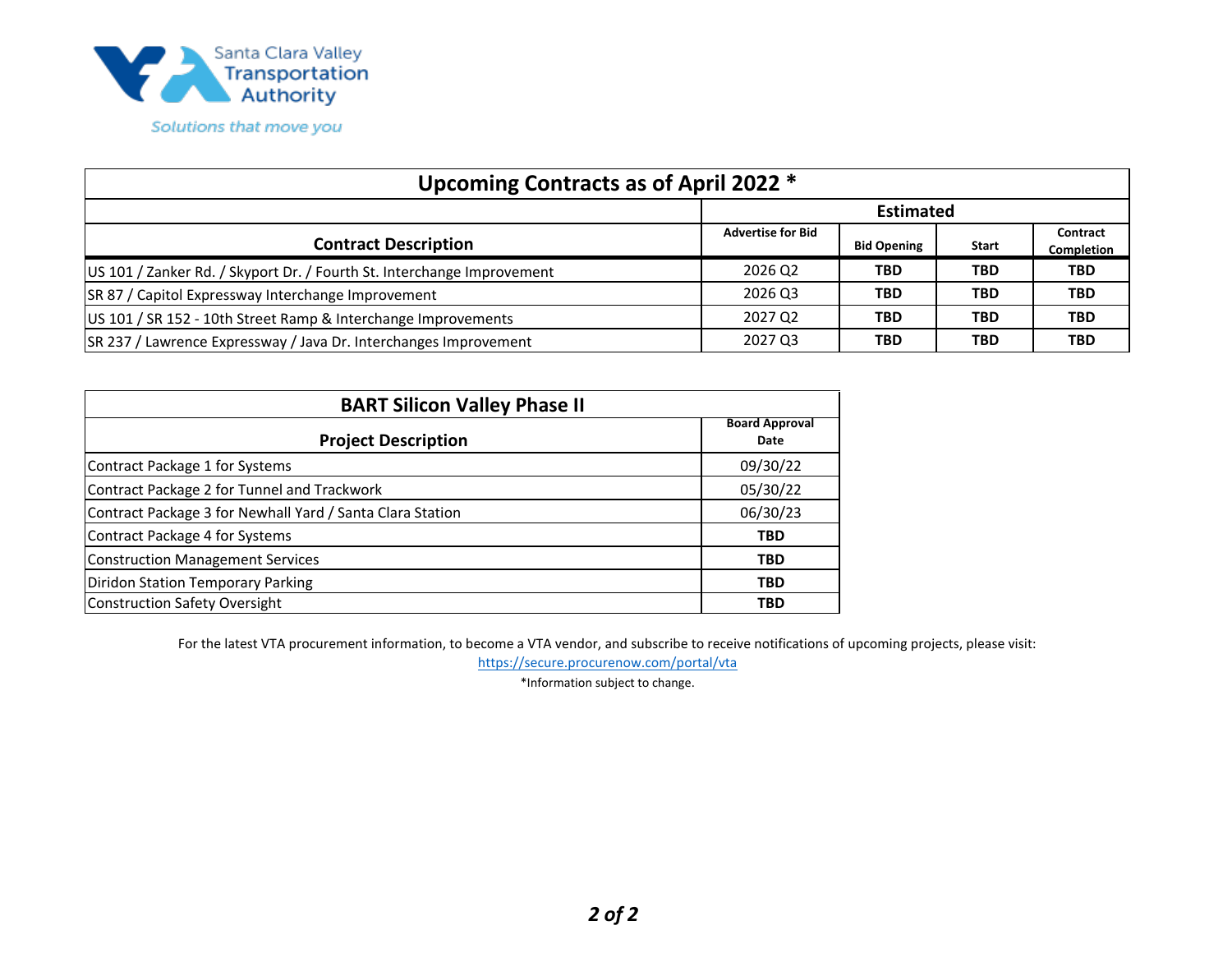Santa Clara Valley Transportation Authority

*Solutions that move you*

## Upcoming Contracts as of April 2022 *

| Contract Description | Estimated | | | |
|---|---|---|---|---|
| | **Advertise for Bid** | **Bid Opening** | **Start** | **Contract Completion** |
| US 101 / Zanker Rd. / Skyport Dr. / Fourth St. Interchange Improvement | 2026 Q2 | **TBD** | **TBD** | **TBD** |
| SR 87 / Capitol Expressway Interchange Improvement | 2026 Q3 | **TBD** | **TBD** | **TBD** |
| US 101 / SR 152 - 10th Street Ramp & Interchange Improvements | 2027 Q2 | **TBD** | **TBD** | **TBD** |
| SR 237 / Lawrence Expressway / Java Dr. Interchanges Improvement | 2027 Q3 | **TBD** | **TBD** | **TBD** |

## BART Silicon Valley Phase II

| Project Description | Board Approval Date |
|---|---|
| Contract Package 1 for Systems | 09/30/22 |
| Contract Package 2 for Tunnel and Trackwork | 05/30/22 |
| Contract Package 3 for Newhall Yard / Santa Clara Station | 06/30/23 |
| Contract Package 4 for Systems | **TBD** |
| Construction Management Services | **TBD** |
| Diridon Station Temporary Parking | **TBD** |
| Construction Safety Oversight | **TBD** |

For the latest VTA procurement information, to become a VTA vendor, and subscribe to receive notifications of upcoming projects, please visit:

https://secure.procurenow.com/portal/vta

*Information subject to change.